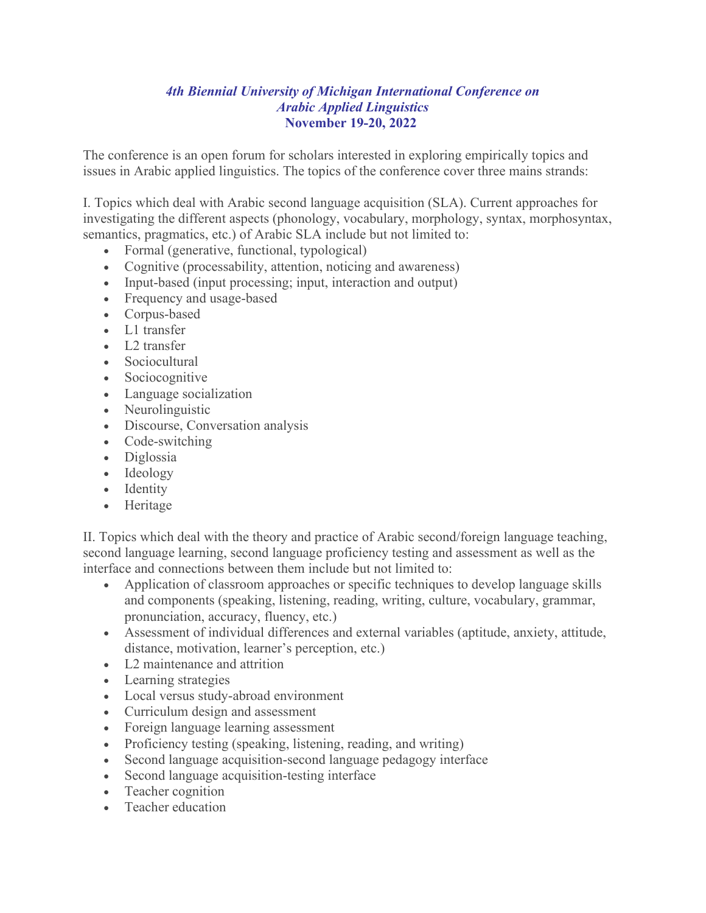***4th Biennial University of Michigan International Conference on Arabic Applied Linguistics***
**November 19-20, 2022**

The conference is an open forum for scholars interested in exploring empirically topics and issues in Arabic applied linguistics. The topics of the conference cover three mains strands:

I. Topics which deal with Arabic second language acquisition (SLA). Current approaches for investigating the different aspects (phonology, vocabulary, morphology, syntax, morphosyntax, semantics, pragmatics, etc.) of Arabic SLA include but not limited to:

- Formal (generative, functional, typological)
- Cognitive (processability, attention, noticing and awareness)
- Input-based (input processing; input, interaction and output)
- Frequency and usage-based
- Corpus-based
- L1 transfer
- L2 transfer
- Sociocultural
- Sociocognitive
- Language socialization
- Neurolinguistic
- Discourse, Conversation analysis
- Code-switching
- Diglossia
- Ideology
- Identity
- Heritage

II. Topics which deal with the theory and practice of Arabic second/foreign language teaching, second language learning, second language proficiency testing and assessment as well as the interface and connections between them include but not limited to:

- Application of classroom approaches or specific techniques to develop language skills and components (speaking, listening, reading, writing, culture, vocabulary, grammar, pronunciation, accuracy, fluency, etc.)
- Assessment of individual differences and external variables (aptitude, anxiety, attitude, distance, motivation, learner's perception, etc.)
- L2 maintenance and attrition
- Learning strategies
- Local versus study-abroad environment
- Curriculum design and assessment
- Foreign language learning assessment
- Proficiency testing (speaking, listening, reading, and writing)
- Second language acquisition-second language pedagogy interface
- Second language acquisition-testing interface
- Teacher cognition
- Teacher education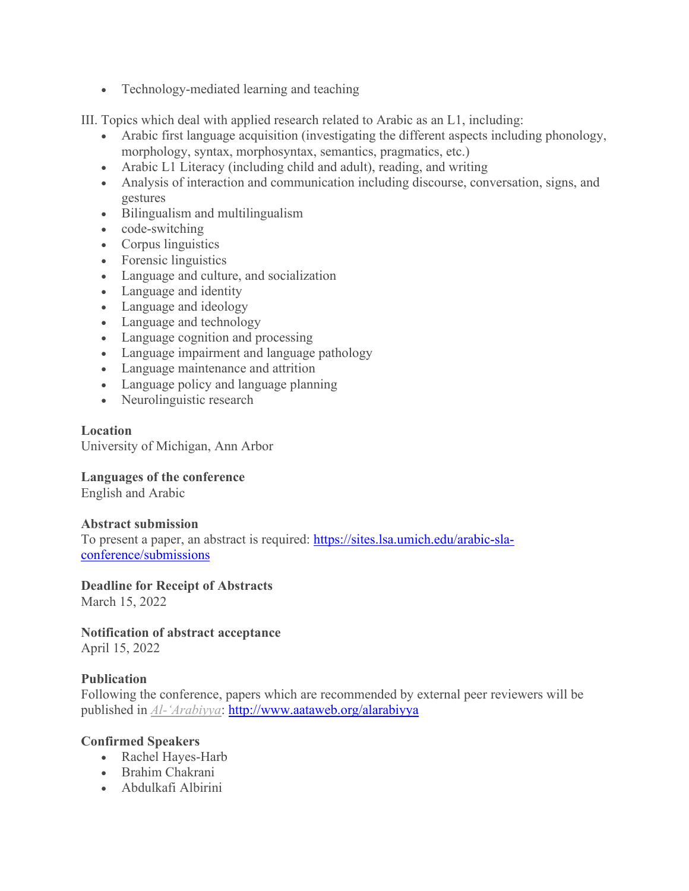- Technology-mediated learning and teaching

III. Topics which deal with applied research related to Arabic as an L1, including:

- Arabic first language acquisition (investigating the different aspects including phonology, morphology, syntax, morphosyntax, semantics, pragmatics, etc.)
- Arabic L1 Literacy (including child and adult), reading, and writing
- Analysis of interaction and communication including discourse, conversation, signs, and gestures
- Bilingualism and multilingualism
- code-switching
- Corpus linguistics
- Forensic linguistics
- Language and culture, and socialization
- Language and identity
- Language and ideology
- Language and technology
- Language cognition and processing
- Language impairment and language pathology
- Language maintenance and attrition
- Language policy and language planning
- Neurolinguistic research

**Location**
University of Michigan, Ann Arbor

**Languages of the conference**
English and Arabic

**Abstract submission**
To present a paper, an abstract is required: https://sites.lsa.umich.edu/arabic-sla-conference/submissions

**Deadline for Receipt of Abstracts**
March 15, 2022

**Notification of abstract acceptance**
April 15, 2022

**Publication**
Following the conference, papers which are recommended by external peer reviewers will be published in *Al-ʻArabiyya*: http://www.aataweb.org/alarabiyya

**Confirmed Speakers**

- Rachel Hayes-Harb
- Brahim Chakrani
- Abdulkafi Albirini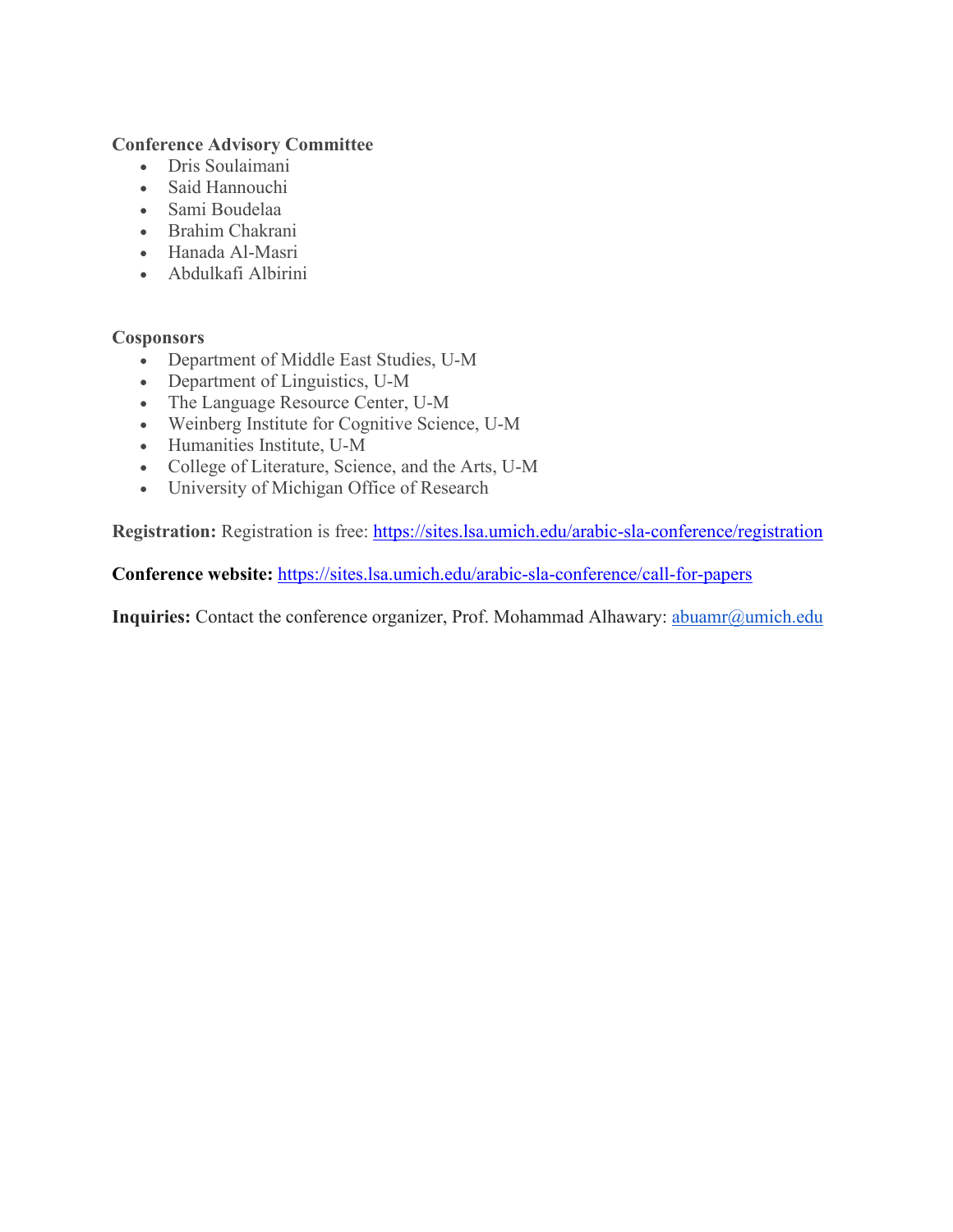**Conference Advisory Committee**

- Dris Soulaimani
- Said Hannouchi
- Sami Boudelaa
- Brahim Chakrani
- Hanada Al-Masri
- Abdulkafi Albirini

**Cosponsors**

- Department of Middle East Studies, U-M
- Department of Linguistics, U-M
- The Language Resource Center, U-M
- Weinberg Institute for Cognitive Science, U-M
- Humanities Institute, U-M
- College of Literature, Science, and the Arts, U-M
- University of Michigan Office of Research

**Registration:** Registration is free: https://sites.lsa.umich.edu/arabic-sla-conference/registration

**Conference website:** https://sites.lsa.umich.edu/arabic-sla-conference/call-for-papers

**Inquiries:** Contact the conference organizer, Prof. Mohammad Alhawary: abuamr@umich.edu